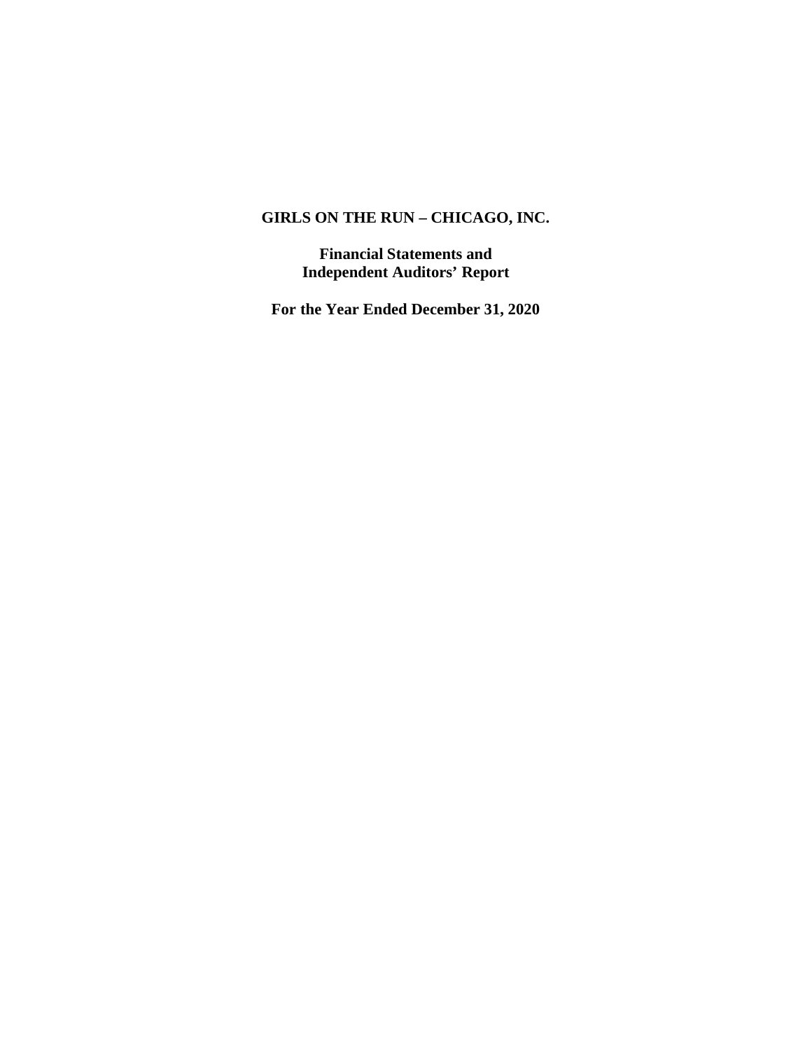# GIRLS ON THE RUN – CHICAGO, INC.

**Financial Statements and**
**Independent Auditors' Report**

**For the Year Ended December 31, 2020**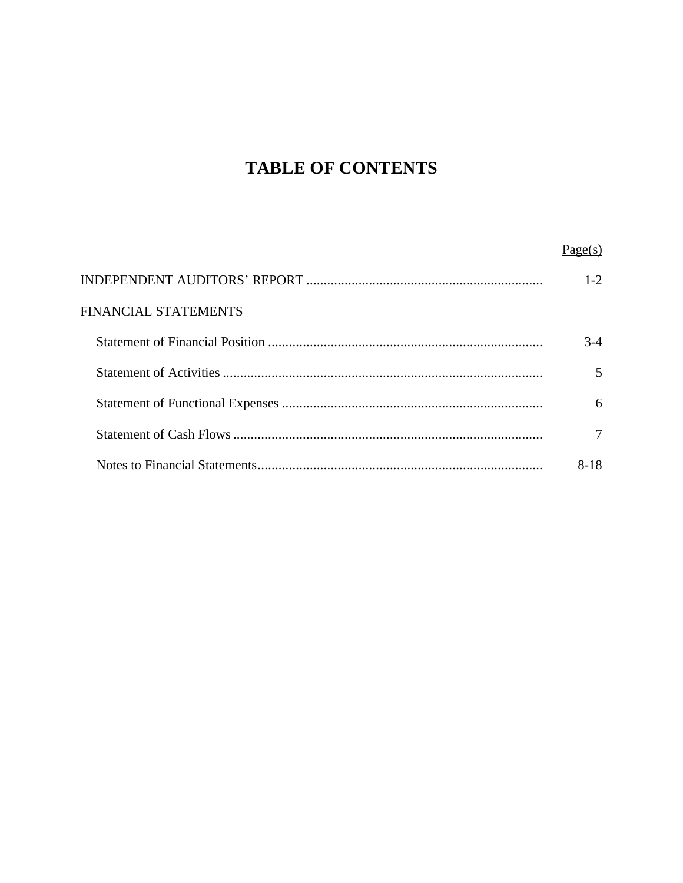# TABLE OF CONTENTS

| | Page(s) |
|---|---|
| INDEPENDENT AUDITORS' REPORT | 1-2 |
| FINANCIAL STATEMENTS | |
| Statement of Financial Position | 3-4 |
| Statement of Activities | 5 |
| Statement of Functional Expenses | 6 |
| Statement of Cash Flows | 7 |
| Notes to Financial Statements | 8-18 |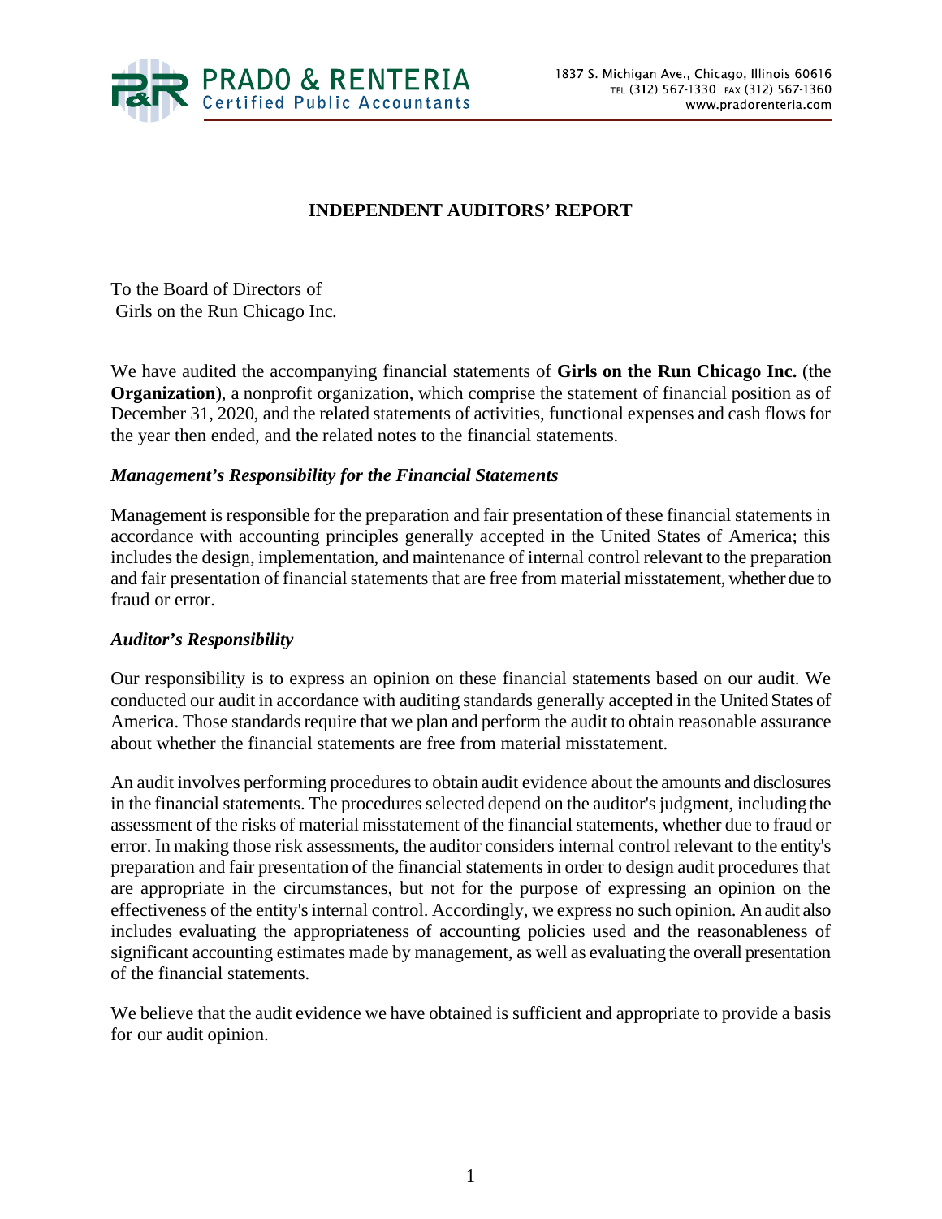PRADO & RENTERIA
Certified Public Accountants

1837 S. Michigan Ave., Chicago, Illinois 60616
TEL (312) 567-1330 FAX (312) 567-1360
www.pradorenteria.com

# INDEPENDENT AUDITORS' REPORT

To the Board of Directors of
Girls on the Run Chicago Inc.

We have audited the accompanying financial statements of **Girls on the Run Chicago Inc.** (the **Organization**), a nonprofit organization, which comprise the statement of financial position as of December 31, 2020, and the related statements of activities, functional expenses and cash flows for the year then ended, and the related notes to the financial statements.

### *Management's Responsibility for the Financial Statements*

Management is responsible for the preparation and fair presentation of these financial statements in accordance with accounting principles generally accepted in the United States of America; this includes the design, implementation, and maintenance of internal control relevant to the preparation and fair presentation of financial statements that are free from material misstatement, whether due to fraud or error.

### *Auditor's Responsibility*

Our responsibility is to express an opinion on these financial statements based on our audit. We conducted our audit in accordance with auditing standards generally accepted in the United States of America. Those standards require that we plan and perform the audit to obtain reasonable assurance about whether the financial statements are free from material misstatement.

An audit involves performing procedures to obtain audit evidence about the amounts and disclosures in the financial statements. The procedures selected depend on the auditor's judgment, including the assessment of the risks of material misstatement of the financial statements, whether due to fraud or error. In making those risk assessments, the auditor considers internal control relevant to the entity's preparation and fair presentation of the financial statements in order to design audit procedures that are appropriate in the circumstances, but not for the purpose of expressing an opinion on the effectiveness of the entity's internal control. Accordingly, we express no such opinion. An audit also includes evaluating the appropriateness of accounting policies used and the reasonableness of significant accounting estimates made by management, as well as evaluating the overall presentation of the financial statements.

We believe that the audit evidence we have obtained is sufficient and appropriate to provide a basis for our audit opinion.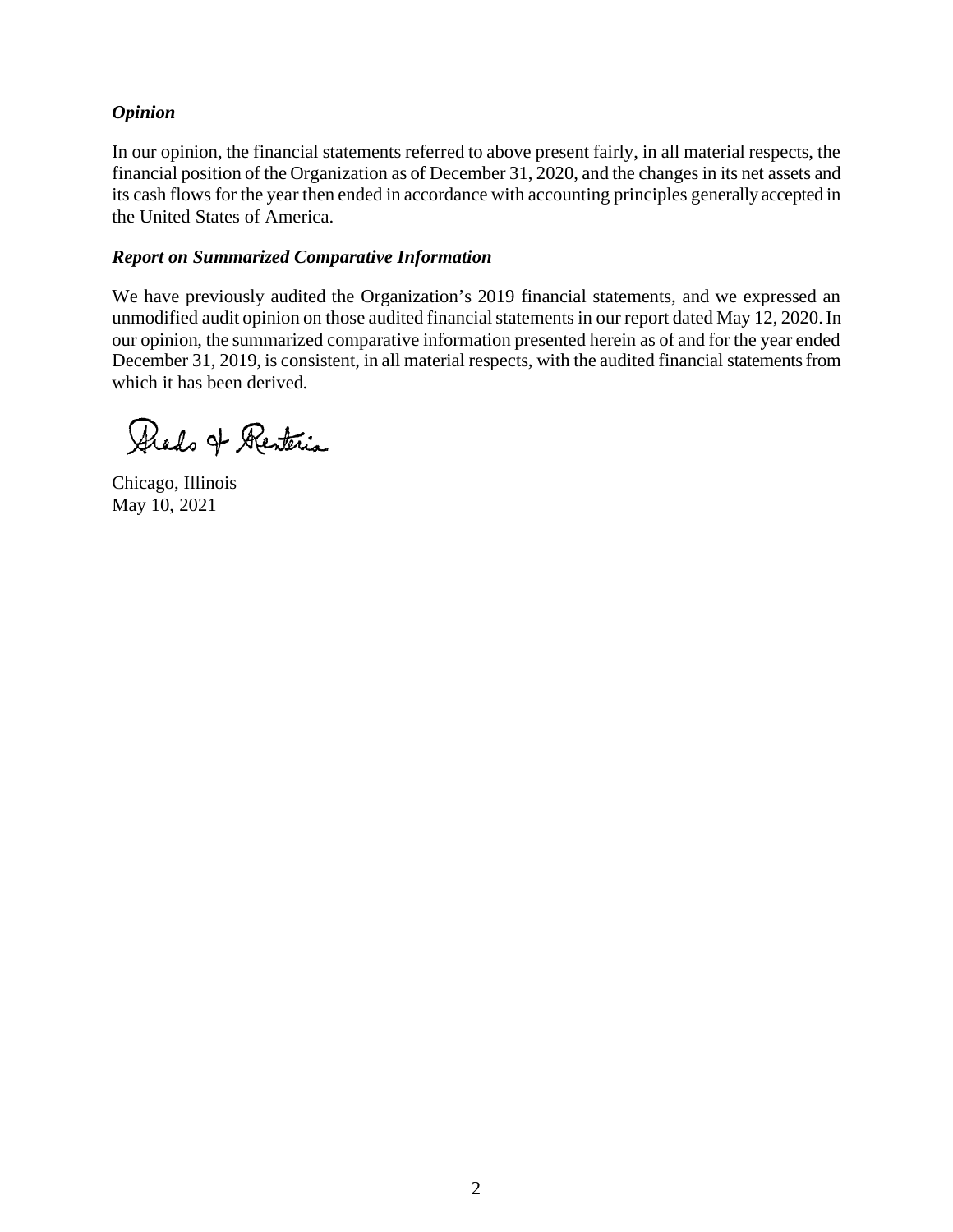### *Opinion*

In our opinion, the financial statements referred to above present fairly, in all material respects, the financial position of the Organization as of December 31, 2020, and the changes in its net assets and its cash flows for the year then ended in accordance with accounting principles generally accepted in the United States of America.

### *Report on Summarized Comparative Information*

We have previously audited the Organization's 2019 financial statements, and we expressed an unmodified audit opinion on those audited financial statements in our report dated May 12, 2020. In our opinion, the summarized comparative information presented herein as of and for the year ended December 31, 2019, is consistent, in all material respects, with the audited financial statements from which it has been derived.

Prado & Renteria

Chicago, Illinois
May 10, 2021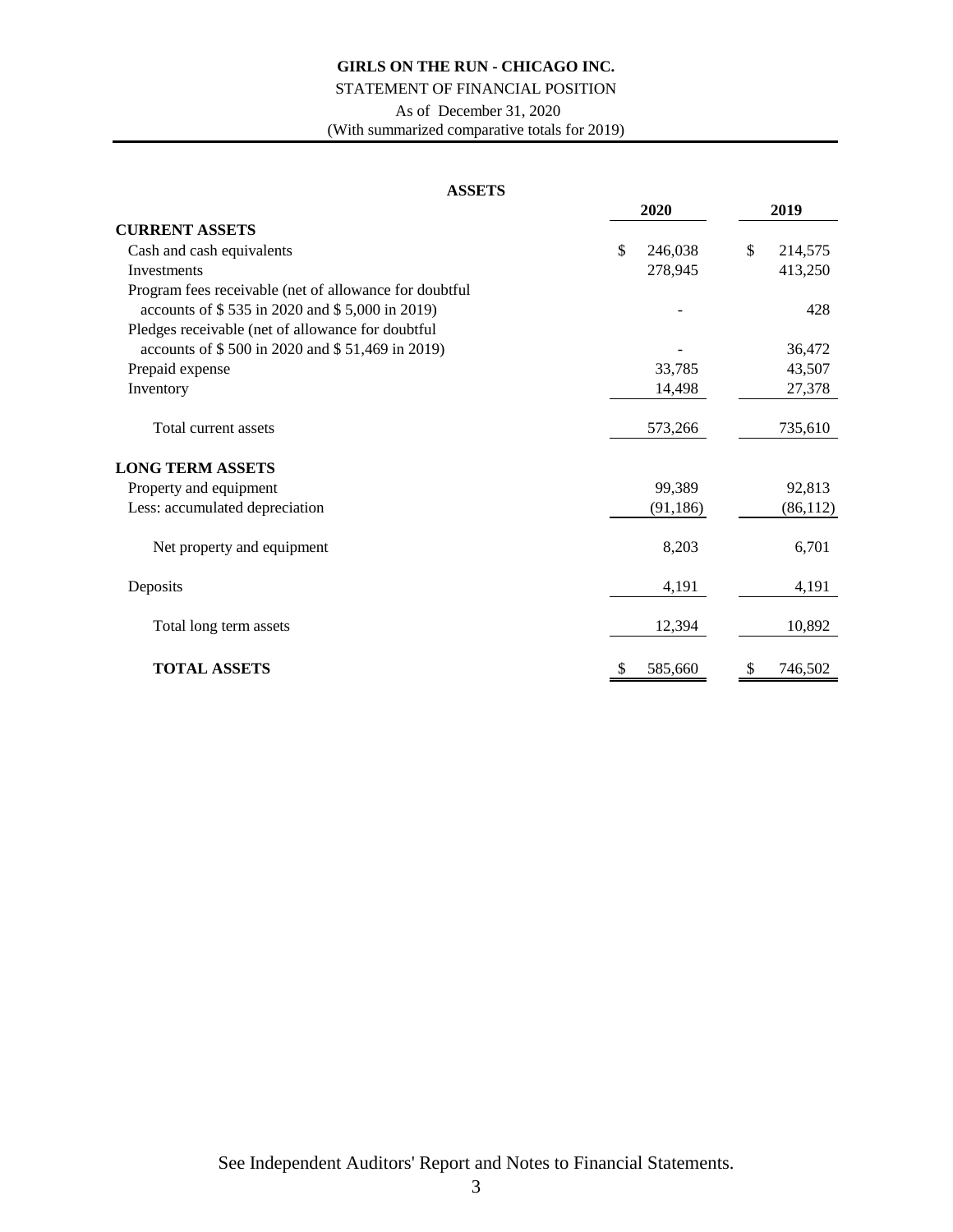**GIRLS ON THE RUN - CHICAGO INC.**

STATEMENT OF FINANCIAL POSITION

As of December 31, 2020

(With summarized comparative totals for 2019)

**ASSETS**

| | 2020 | 2019 |
|---|---|---|
| **CURRENT ASSETS** | | |
| Cash and cash equivalents | $ 246,038 | $ 214,575 |
| Investments | 278,945 | 413,250 |
| Program fees receivable (net of allowance for doubtful accounts of $ 535 in 2020 and $ 5,000 in 2019) | - | 428 |
| Pledges receivable (net of allowance for doubtful accounts of $ 500 in 2020 and $ 51,469 in 2019) | - | 36,472 |
| Prepaid expense | 33,785 | 43,507 |
| Inventory | 14,498 | 27,378 |
| Total current assets | 573,266 | 735,610 |
| **LONG TERM ASSETS** | | |
| Property and equipment | 99,389 | 92,813 |
| Less: accumulated depreciation | (91,186) | (86,112) |
| Net property and equipment | 8,203 | 6,701 |
| Deposits | 4,191 | 4,191 |
| Total long term assets | 12,394 | 10,892 |
| **TOTAL ASSETS** | $ 585,660 | $ 746,502 |

See Independent Auditors' Report and Notes to Financial Statements.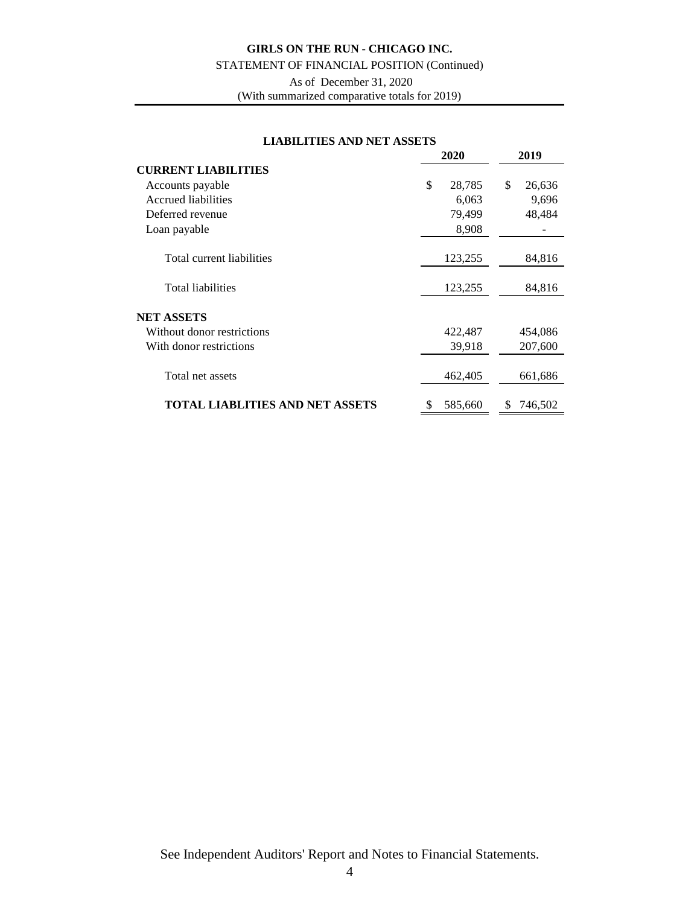**GIRLS ON THE RUN - CHICAGO INC.**

STATEMENT OF FINANCIAL POSITION (Continued)

As of December 31, 2020

(With summarized comparative totals for 2019)

**LIABILITIES AND NET ASSETS**

| | 2020 | 2019 |
|---|---|---|
| **CURRENT LIABILITIES** | | |
| Accounts payable | $ 28,785 | $ 26,636 |
| Accrued liabilities | 6,063 | 9,696 |
| Deferred revenue | 79,499 | 48,484 |
| Loan payable | 8,908 | - |
| Total current liabilities | 123,255 | 84,816 |
| Total liabilities | 123,255 | 84,816 |
| **NET ASSETS** | | |
| Without donor restrictions | 422,487 | 454,086 |
| With donor restrictions | 39,918 | 207,600 |
| Total net assets | 462,405 | 661,686 |
| **TOTAL LIABLITIES AND NET ASSETS** | $ 585,660 | $ 746,502 |

See Independent Auditors' Report and Notes to Financial Statements.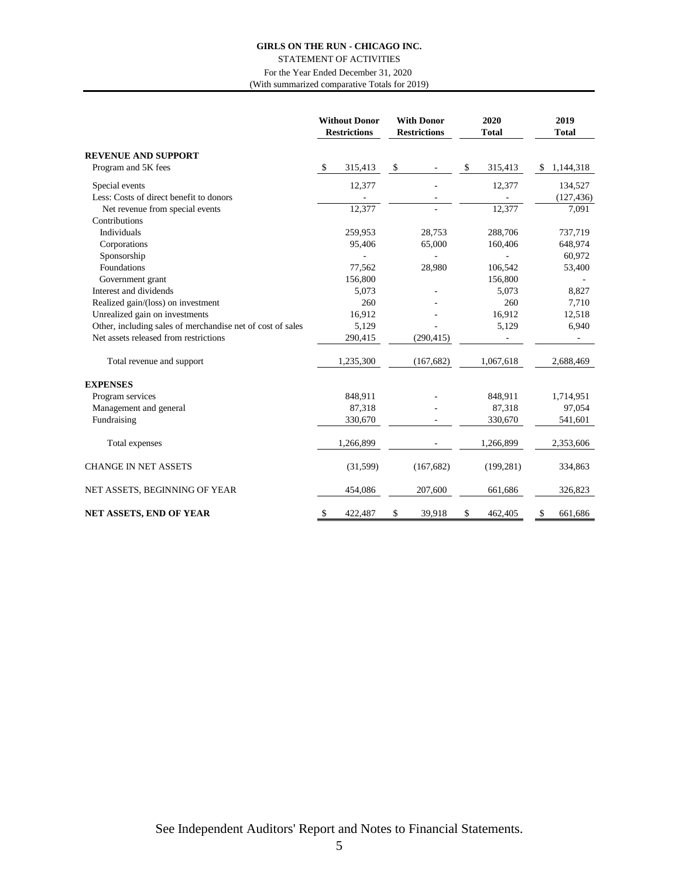**GIRLS ON THE RUN - CHICAGO INC.**

STATEMENT OF ACTIVITIES

For the Year Ended December 31, 2020

(With summarized comparative Totals for 2019)

| | Without Donor Restrictions | With Donor Restrictions | 2020 Total | 2019 Total |
|---|---|---|---|---|
| **REVENUE AND SUPPORT** | | | | |
| Program and 5K fees | $ 315,413 | $ - | $ 315,413 | $ 1,144,318 |
| Special events | 12,377 | - | 12,377 | 134,527 |
| Less: Costs of direct benefit to donors | - | - | - | (127,436) |
| Net revenue from special events | 12,377 | - | 12,377 | 7,091 |
| Contributions | | | | |
| Individuals | 259,953 | 28,753 | 288,706 | 737,719 |
| Corporations | 95,406 | 65,000 | 160,406 | 648,974 |
| Sponsorship | - | - | - | 60,972 |
| Foundations | 77,562 | 28,980 | 106,542 | 53,400 |
| Government grant | 156,800 | | 156,800 | - |
| Interest and dividends | 5,073 | - | 5,073 | 8,827 |
| Realized gain/(loss) on investment | 260 | - | 260 | 7,710 |
| Unrealized gain on investments | 16,912 | - | 16,912 | 12,518 |
| Other, including sales of merchandise net of cost of sales | 5,129 | - | 5,129 | 6,940 |
| Net assets released from restrictions | 290,415 | (290,415) | - | - |
| Total revenue and support | 1,235,300 | (167,682) | 1,067,618 | 2,688,469 |
| **EXPENSES** | | | | |
| Program services | 848,911 | - | 848,911 | 1,714,951 |
| Management and general | 87,318 | - | 87,318 | 97,054 |
| Fundraising | 330,670 | - | 330,670 | 541,601 |
| Total expenses | 1,266,899 | - | 1,266,899 | 2,353,606 |
| CHANGE IN NET ASSETS | (31,599) | (167,682) | (199,281) | 334,863 |
| NET ASSETS, BEGINNING OF YEAR | 454,086 | 207,600 | 661,686 | 326,823 |
| **NET ASSETS, END OF YEAR** | $ 422,487 | $ 39,918 | $ 462,405 | $ 661,686 |

See Independent Auditors' Report and Notes to Financial Statements.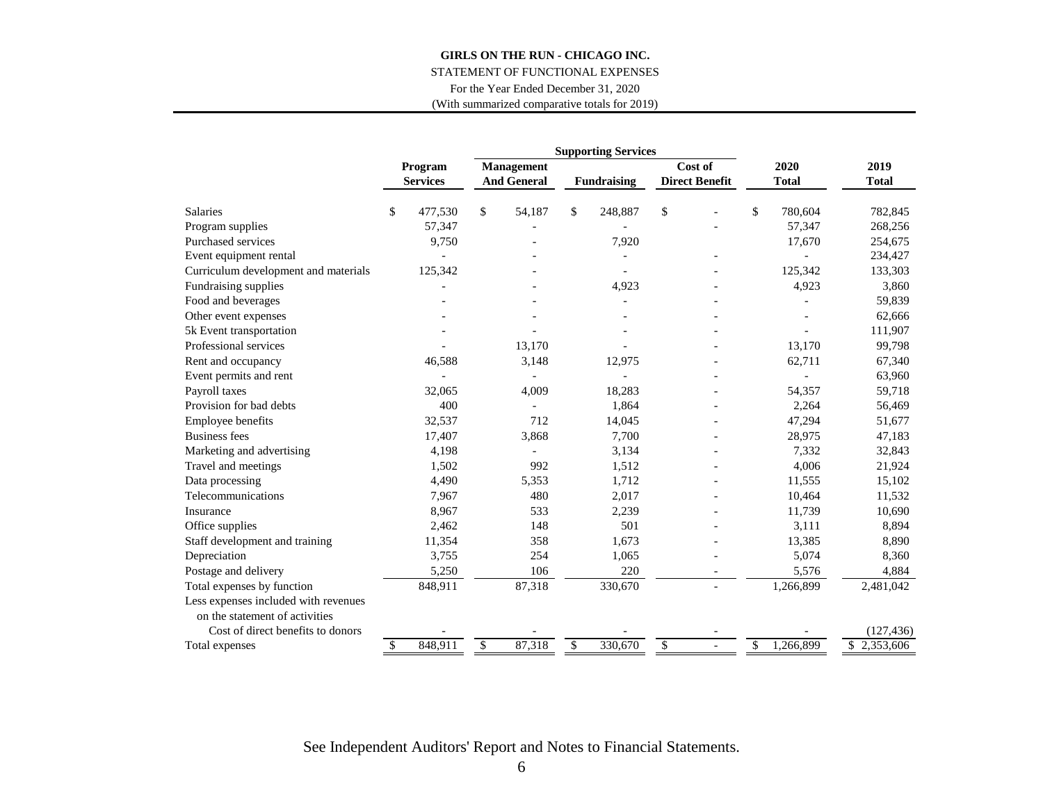**GIRLS ON THE RUN - CHICAGO INC.**

STATEMENT OF FUNCTIONAL EXPENSES

For the Year Ended December 31, 2020

(With summarized comparative totals for 2019)

| | | Supporting Services | | | | |
|---|---|---|---|---|---|---|
| | **Program Services** | **Management And General** | **Fundraising** | **Cost of Direct Benefit** | **2020 Total** | **2019 Total** |
| Salaries | $ 477,530 | $ 54,187 | $ 248,887 | $ - | $ 780,604 | 782,845 |
| Program supplies | 57,347 | - | - | - | 57,347 | 268,256 |
| Purchased services | 9,750 | - | 7,920 | | 17,670 | 254,675 |
| Event equipment rental | - | - | - | - | - | 234,427 |
| Curriculum development and materials | 125,342 | - | - | - | 125,342 | 133,303 |
| Fundraising supplies | - | - | 4,923 | - | 4,923 | 3,860 |
| Food and beverages | - | - | - | - | - | 59,839 |
| Other event expenses | - | - | - | - | - | 62,666 |
| 5k Event transportation | - | - | - | - | - | 111,907 |
| Professional services | - | 13,170 | - | - | 13,170 | 99,798 |
| Rent and occupancy | 46,588 | 3,148 | 12,975 | - | 62,711 | 67,340 |
| Event permits and rent | - | - | - | - | - | 63,960 |
| Payroll taxes | 32,065 | 4,009 | 18,283 | - | 54,357 | 59,718 |
| Provision for bad debts | 400 | - | 1,864 | - | 2,264 | 56,469 |
| Employee benefits | 32,537 | 712 | 14,045 | - | 47,294 | 51,677 |
| Business fees | 17,407 | 3,868 | 7,700 | - | 28,975 | 47,183 |
| Marketing and advertising | 4,198 | - | 3,134 | - | 7,332 | 32,843 |
| Travel and meetings | 1,502 | 992 | 1,512 | - | 4,006 | 21,924 |
| Data processing | 4,490 | 5,353 | 1,712 | - | 11,555 | 15,102 |
| Telecommunications | 7,967 | 480 | 2,017 | - | 10,464 | 11,532 |
| Insurance | 8,967 | 533 | 2,239 | - | 11,739 | 10,690 |
| Office supplies | 2,462 | 148 | 501 | - | 3,111 | 8,894 |
| Staff development and training | 11,354 | 358 | 1,673 | - | 13,385 | 8,890 |
| Depreciation | 3,755 | 254 | 1,065 | - | 5,074 | 8,360 |
| Postage and delivery | 5,250 | 106 | 220 | - | 5,576 | 4,884 |
| Total expenses by function | 848,911 | 87,318 | 330,670 | - | 1,266,899 | 2,481,042 |
| Less expenses included with revenues on the statement of activities | | | | | | |
| Cost of direct benefits to donors | - | - | - | - | - | (127,436) |
| Total expenses | $ 848,911 | $ 87,318 | $ 330,670 | $ - | $ 1,266,899 | $ 2,353,606 |

See Independent Auditors' Report and Notes to Financial Statements.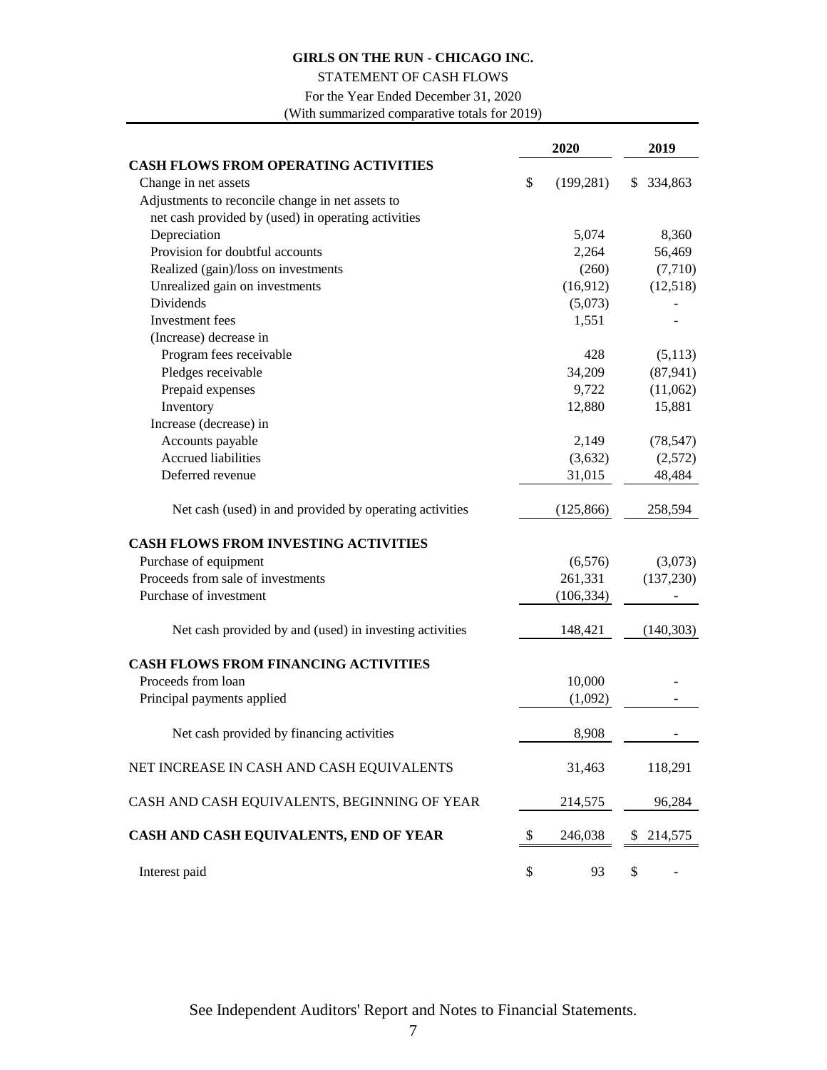**GIRLS ON THE RUN - CHICAGO INC.**

STATEMENT OF CASH FLOWS

For the Year Ended December 31, 2020

(With summarized comparative totals for 2019)

| | 2020 | 2019 |
|---|---|---|
| **CASH FLOWS FROM OPERATING ACTIVITIES** | | |
| Change in net assets | $ (199,281) | $ 334,863 |
| Adjustments to reconcile change in net assets to net cash provided by (used) in operating activities | | |
| Depreciation | 5,074 | 8,360 |
| Provision for doubtful accounts | 2,264 | 56,469 |
| Realized (gain)/loss on investments | (260) | (7,710) |
| Unrealized gain on investments | (16,912) | (12,518) |
| Dividends | (5,073) | - |
| Investment fees | 1,551 | - |
| (Increase) decrease in | | |
| Program fees receivable | 428 | (5,113) |
| Pledges receivable | 34,209 | (87,941) |
| Prepaid expenses | 9,722 | (11,062) |
| Inventory | 12,880 | 15,881 |
| Increase (decrease) in | | |
| Accounts payable | 2,149 | (78,547) |
| Accrued liabilities | (3,632) | (2,572) |
| Deferred revenue | 31,015 | 48,484 |
| Net cash (used) in and provided by operating activities | (125,866) | 258,594 |
| **CASH FLOWS FROM INVESTING ACTIVITIES** | | |
| Purchase of equipment | (6,576) | (3,073) |
| Proceeds from sale of investments | 261,331 | (137,230) |
| Purchase of investment | (106,334) | - |
| Net cash provided by and (used) in investing activities | 148,421 | (140,303) |
| **CASH FLOWS FROM FINANCING ACTIVITIES** | | |
| Proceeds from loan | 10,000 | - |
| Principal payments applied | (1,092) | - |
| Net cash provided by financing activities | 8,908 | - |
| NET INCREASE IN CASH AND CASH EQUIVALENTS | 31,463 | 118,291 |
| CASH AND CASH EQUIVALENTS, BEGINNING OF YEAR | 214,575 | 96,284 |
| **CASH AND CASH EQUIVALENTS, END OF YEAR** | $ 246,038 | $ 214,575 |
| Interest paid | $ 93 | $ - |

See Independent Auditors' Report and Notes to Financial Statements.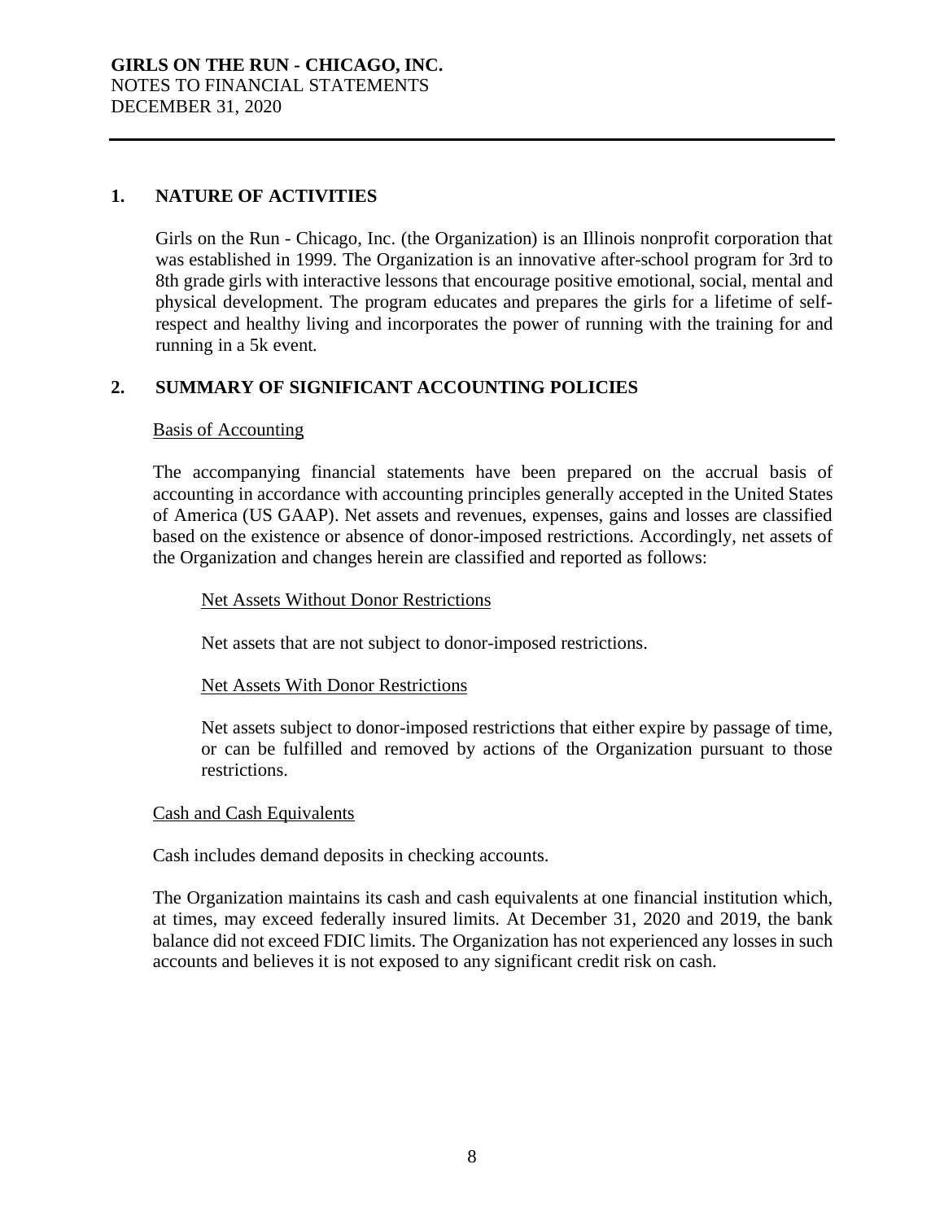**GIRLS ON THE RUN - CHICAGO, INC.**
NOTES TO FINANCIAL STATEMENTS
DECEMBER 31, 2020

## 1. NATURE OF ACTIVITIES

Girls on the Run - Chicago, Inc. (the Organization) is an Illinois nonprofit corporation that was established in 1999. The Organization is an innovative after-school program for 3rd to 8th grade girls with interactive lessons that encourage positive emotional, social, mental and physical development. The program educates and prepares the girls for a lifetime of self-respect and healthy living and incorporates the power of running with the training for and running in a 5k event.

## 2. SUMMARY OF SIGNIFICANT ACCOUNTING POLICIES

### Basis of Accounting

The accompanying financial statements have been prepared on the accrual basis of accounting in accordance with accounting principles generally accepted in the United States of America (US GAAP). Net assets and revenues, expenses, gains and losses are classified based on the existence or absence of donor-imposed restrictions. Accordingly, net assets of the Organization and changes herein are classified and reported as follows:

#### Net Assets Without Donor Restrictions

Net assets that are not subject to donor-imposed restrictions.

#### Net Assets With Donor Restrictions

Net assets subject to donor-imposed restrictions that either expire by passage of time, or can be fulfilled and removed by actions of the Organization pursuant to those restrictions.

### Cash and Cash Equivalents

Cash includes demand deposits in checking accounts.

The Organization maintains its cash and cash equivalents at one financial institution which, at times, may exceed federally insured limits. At December 31, 2020 and 2019, the bank balance did not exceed FDIC limits. The Organization has not experienced any losses in such accounts and believes it is not exposed to any significant credit risk on cash.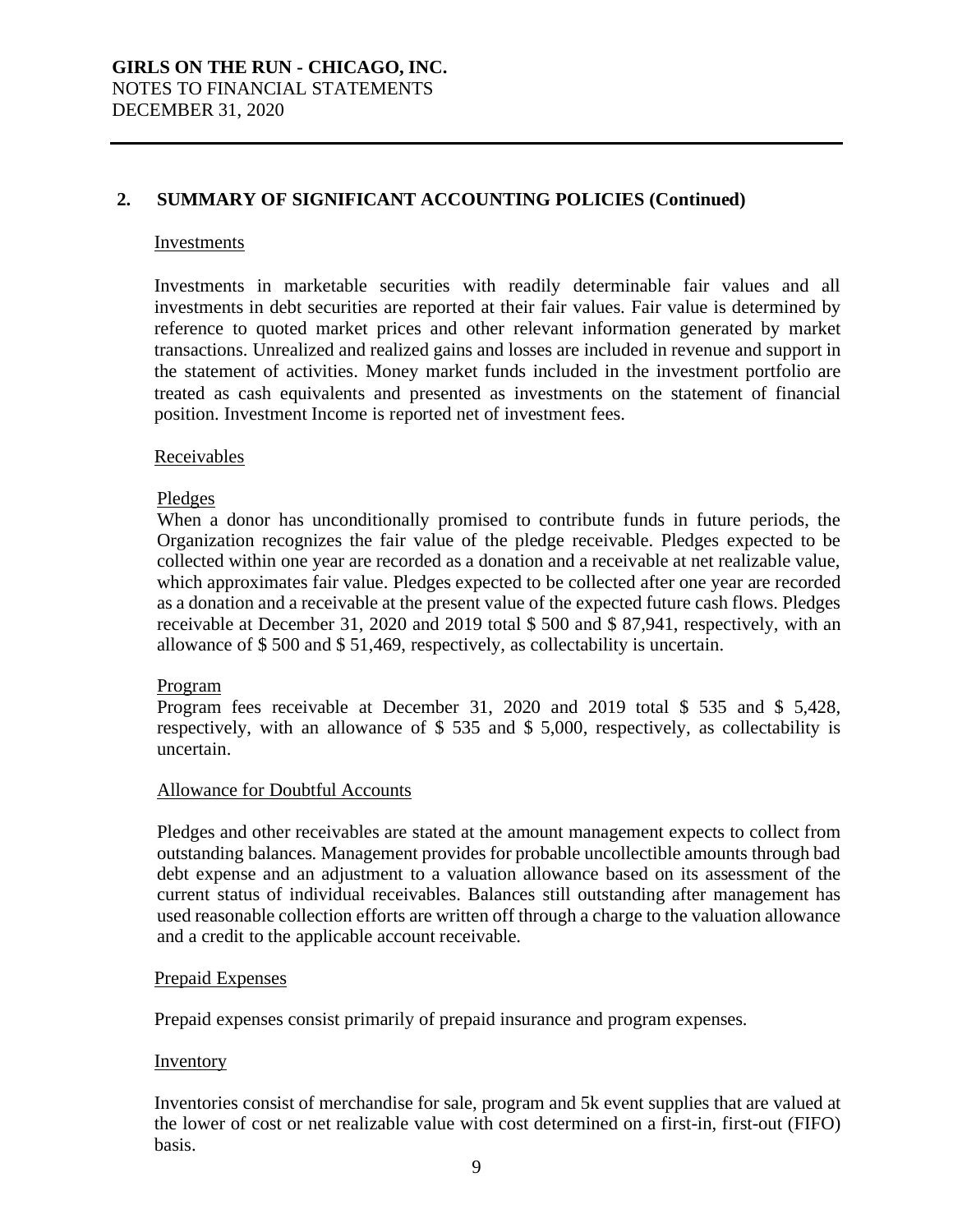## 2. SUMMARY OF SIGNIFICANT ACCOUNTING POLICIES (Continued)

### Investments

Investments in marketable securities with readily determinable fair values and all investments in debt securities are reported at their fair values. Fair value is determined by reference to quoted market prices and other relevant information generated by market transactions. Unrealized and realized gains and losses are included in revenue and support in the statement of activities. Money market funds included in the investment portfolio are treated as cash equivalents and presented as investments on the statement of financial position. Investment Income is reported net of investment fees.

### Receivables

#### Pledges

When a donor has unconditionally promised to contribute funds in future periods, the Organization recognizes the fair value of the pledge receivable. Pledges expected to be collected within one year are recorded as a donation and a receivable at net realizable value, which approximates fair value. Pledges expected to be collected after one year are recorded as a donation and a receivable at the present value of the expected future cash flows. Pledges receivable at December 31, 2020 and 2019 total $ 500 and $ 87,941, respectively, with an allowance of $ 500 and $ 51,469, respectively, as collectability is uncertain.

#### Program

Program fees receivable at December 31, 2020 and 2019 total $ 535 and $ 5,428, respectively, with an allowance of $ 535 and $ 5,000, respectively, as collectability is uncertain.

### Allowance for Doubtful Accounts

Pledges and other receivables are stated at the amount management expects to collect from outstanding balances. Management provides for probable uncollectible amounts through bad debt expense and an adjustment to a valuation allowance based on its assessment of the current status of individual receivables. Balances still outstanding after management has used reasonable collection efforts are written off through a charge to the valuation allowance and a credit to the applicable account receivable.

### Prepaid Expenses

Prepaid expenses consist primarily of prepaid insurance and program expenses.

### Inventory

Inventories consist of merchandise for sale, program and 5k event supplies that are valued at the lower of cost or net realizable value with cost determined on a first-in, first-out (FIFO) basis.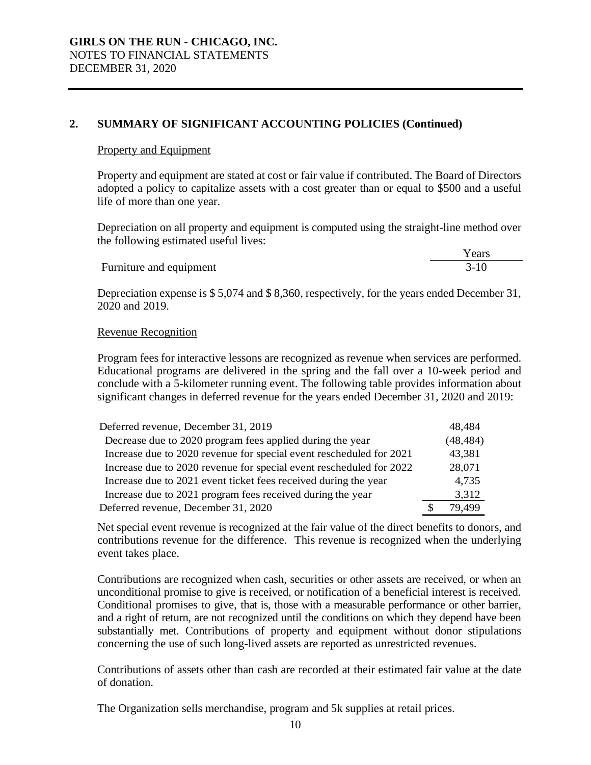**GIRLS ON THE RUN - CHICAGO, INC.**
NOTES TO FINANCIAL STATEMENTS
DECEMBER 31, 2020

## 2. SUMMARY OF SIGNIFICANT ACCOUNTING POLICIES (Continued)

### Property and Equipment

Property and equipment are stated at cost or fair value if contributed. The Board of Directors adopted a policy to capitalize assets with a cost greater than or equal to \$500 and a useful life of more than one year.

Depreciation on all property and equipment is computed using the straight-line method over the following estimated useful lives:

| | Years |
|---|---|
| Furniture and equipment | 3-10 |

Depreciation expense is \$ 5,074 and \$ 8,360, respectively, for the years ended December 31, 2020 and 2019.

### Revenue Recognition

Program fees for interactive lessons are recognized as revenue when services are performed. Educational programs are delivered in the spring and the fall over a 10-week period and conclude with a 5-kilometer running event. The following table provides information about significant changes in deferred revenue for the years ended December 31, 2020 and 2019:

| | |
|---|---|
| Deferred revenue, December 31, 2019 | 48,484 |
| Decrease due to 2020 program fees applied during the year | (48,484) |
| Increase due to 2020 revenue for special event rescheduled for 2021 | 43,381 |
| Increase due to 2020 revenue for special event rescheduled for 2022 | 28,071 |
| Increase due to 2021 event ticket fees received during the year | 4,735 |
| Increase due to 2021 program fees received during the year | 3,312 |
| Deferred revenue, December 31, 2020 | \$ 79,499 |

Net special event revenue is recognized at the fair value of the direct benefits to donors, and contributions revenue for the difference. This revenue is recognized when the underlying event takes place.

Contributions are recognized when cash, securities or other assets are received, or when an unconditional promise to give is received, or notification of a beneficial interest is received. Conditional promises to give, that is, those with a measurable performance or other barrier, and a right of return, are not recognized until the conditions on which they depend have been substantially met. Contributions of property and equipment without donor stipulations concerning the use of such long-lived assets are reported as unrestricted revenues.

Contributions of assets other than cash are recorded at their estimated fair value at the date of donation.

The Organization sells merchandise, program and 5k supplies at retail prices.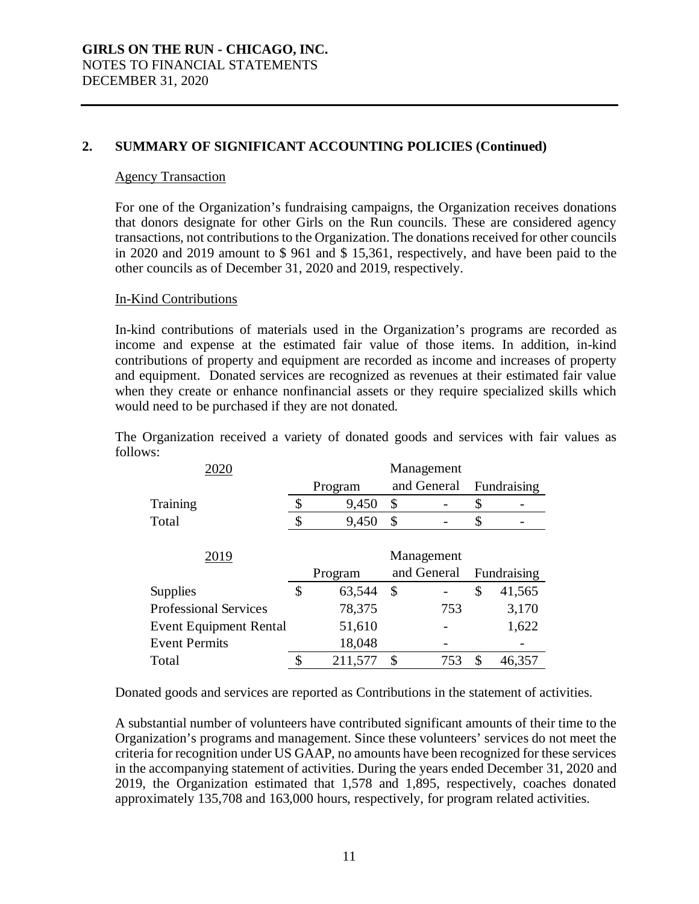**GIRLS ON THE RUN - CHICAGO, INC.**
NOTES TO FINANCIAL STATEMENTS
DECEMBER 31, 2020

## 2. SUMMARY OF SIGNIFICANT ACCOUNTING POLICIES (Continued)

### Agency Transaction

For one of the Organization's fundraising campaigns, the Organization receives donations that donors designate for other Girls on the Run councils. These are considered agency transactions, not contributions to the Organization. The donations received for other councils in 2020 and 2019 amount to \$ 961 and \$ 15,361, respectively, and have been paid to the other councils as of December 31, 2020 and 2019, respectively.

### In-Kind Contributions

In-kind contributions of materials used in the Organization's programs are recorded as income and expense at the estimated fair value of those items. In addition, in-kind contributions of property and equipment are recorded as income and increases of property and equipment. Donated services are recognized as revenues at their estimated fair value when they create or enhance nonfinancial assets or they require specialized skills which would need to be purchased if they are not donated.

The Organization received a variety of donated goods and services with fair values as follows:

| 2020 | Program | Management and General | Fundraising |
|---|---|---|---|
| Training | $ 9,450 | $ - | $ - |
| Total | $ 9,450 | $ - | $ - |

| 2019 | Program | Management and General | Fundraising |
|---|---|---|---|
| Supplies | $ 63,544 | $ - | $ 41,565 |
| Professional Services | 78,375 | 753 | 3,170 |
| Event Equipment Rental | 51,610 | - | 1,622 |
| Event Permits | 18,048 | - | - |
| Total | $ 211,577 | $ 753 | $ 46,357 |

Donated goods and services are reported as Contributions in the statement of activities.

A substantial number of volunteers have contributed significant amounts of their time to the Organization's programs and management. Since these volunteers' services do not meet the criteria for recognition under US GAAP, no amounts have been recognized for these services in the accompanying statement of activities. During the years ended December 31, 2020 and 2019, the Organization estimated that 1,578 and 1,895, respectively, coaches donated approximately 135,708 and 163,000 hours, respectively, for program related activities.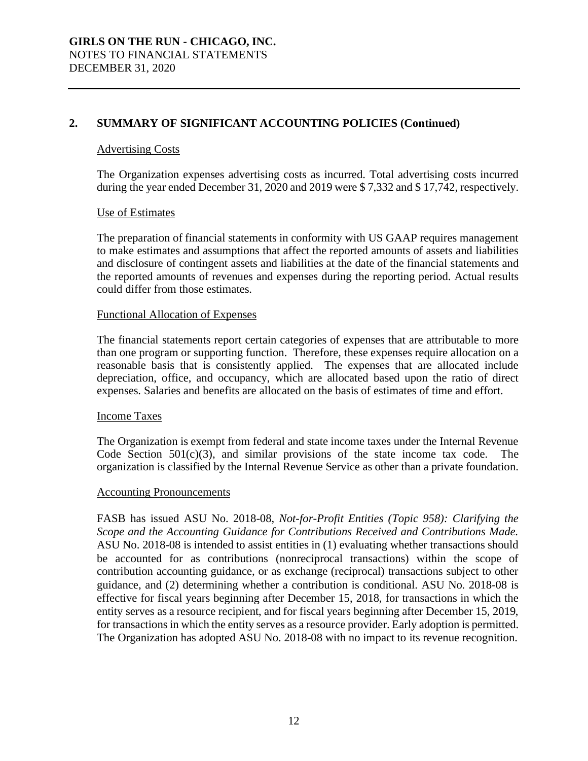## 2. SUMMARY OF SIGNIFICANT ACCOUNTING POLICIES (Continued)

### Advertising Costs

The Organization expenses advertising costs as incurred. Total advertising costs incurred during the year ended December 31, 2020 and 2019 were $ 7,332 and $ 17,742, respectively.

### Use of Estimates

The preparation of financial statements in conformity with US GAAP requires management to make estimates and assumptions that affect the reported amounts of assets and liabilities and disclosure of contingent assets and liabilities at the date of the financial statements and the reported amounts of revenues and expenses during the reporting period. Actual results could differ from those estimates.

### Functional Allocation of Expenses

The financial statements report certain categories of expenses that are attributable to more than one program or supporting function. Therefore, these expenses require allocation on a reasonable basis that is consistently applied. The expenses that are allocated include depreciation, office, and occupancy, which are allocated based upon the ratio of direct expenses. Salaries and benefits are allocated on the basis of estimates of time and effort.

### Income Taxes

The Organization is exempt from federal and state income taxes under the Internal Revenue Code Section 501(c)(3), and similar provisions of the state income tax code. The organization is classified by the Internal Revenue Service as other than a private foundation.

### Accounting Pronouncements

FASB has issued ASU No. 2018-08, *Not-for-Profit Entities (Topic 958): Clarifying the Scope and the Accounting Guidance for Contributions Received and Contributions Made.* ASU No. 2018-08 is intended to assist entities in (1) evaluating whether transactions should be accounted for as contributions (nonreciprocal transactions) within the scope of contribution accounting guidance, or as exchange (reciprocal) transactions subject to other guidance, and (2) determining whether a contribution is conditional. ASU No. 2018-08 is effective for fiscal years beginning after December 15, 2018, for transactions in which the entity serves as a resource recipient, and for fiscal years beginning after December 15, 2019, for transactions in which the entity serves as a resource provider. Early adoption is permitted. The Organization has adopted ASU No. 2018-08 with no impact to its revenue recognition.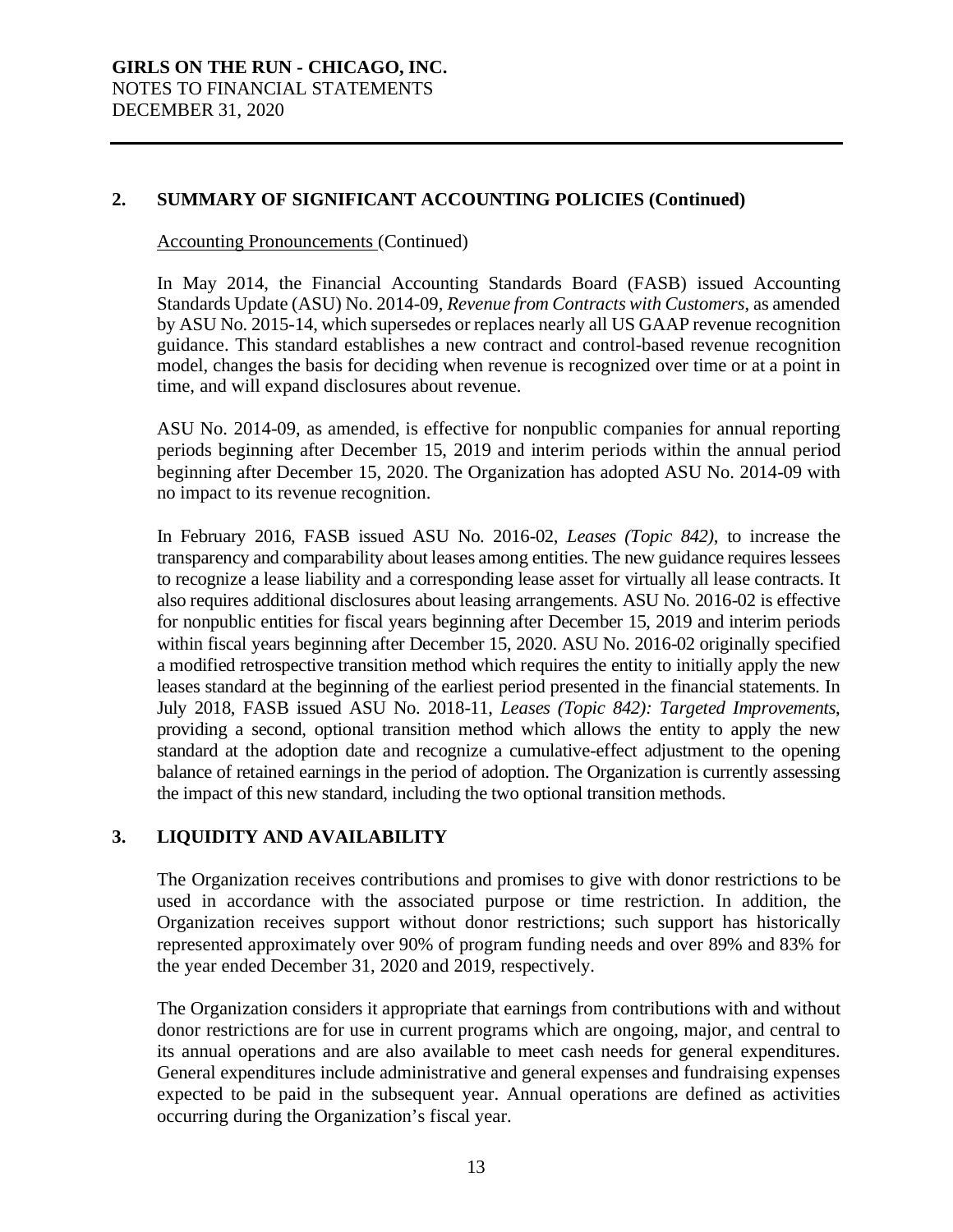## 2. SUMMARY OF SIGNIFICANT ACCOUNTING POLICIES (Continued)

Accounting Pronouncements (Continued)

In May 2014, the Financial Accounting Standards Board (FASB) issued Accounting Standards Update (ASU) No. 2014-09, *Revenue from Contracts with Customers*, as amended by ASU No. 2015-14, which supersedes or replaces nearly all US GAAP revenue recognition guidance. This standard establishes a new contract and control-based revenue recognition model, changes the basis for deciding when revenue is recognized over time or at a point in time, and will expand disclosures about revenue.

ASU No. 2014-09, as amended, is effective for nonpublic companies for annual reporting periods beginning after December 15, 2019 and interim periods within the annual period beginning after December 15, 2020. The Organization has adopted ASU No. 2014-09 with no impact to its revenue recognition.

In February 2016, FASB issued ASU No. 2016-02, *Leases (Topic 842)*, to increase the transparency and comparability about leases among entities. The new guidance requires lessees to recognize a lease liability and a corresponding lease asset for virtually all lease contracts. It also requires additional disclosures about leasing arrangements. ASU No. 2016-02 is effective for nonpublic entities for fiscal years beginning after December 15, 2019 and interim periods within fiscal years beginning after December 15, 2020. ASU No. 2016-02 originally specified a modified retrospective transition method which requires the entity to initially apply the new leases standard at the beginning of the earliest period presented in the financial statements. In July 2018, FASB issued ASU No. 2018-11, *Leases (Topic 842): Targeted Improvements*, providing a second, optional transition method which allows the entity to apply the new standard at the adoption date and recognize a cumulative-effect adjustment to the opening balance of retained earnings in the period of adoption. The Organization is currently assessing the impact of this new standard, including the two optional transition methods.

## 3. LIQUIDITY AND AVAILABILITY

The Organization receives contributions and promises to give with donor restrictions to be used in accordance with the associated purpose or time restriction. In addition, the Organization receives support without donor restrictions; such support has historically represented approximately over 90% of program funding needs and over 89% and 83% for the year ended December 31, 2020 and 2019, respectively.

The Organization considers it appropriate that earnings from contributions with and without donor restrictions are for use in current programs which are ongoing, major, and central to its annual operations and are also available to meet cash needs for general expenditures. General expenditures include administrative and general expenses and fundraising expenses expected to be paid in the subsequent year. Annual operations are defined as activities occurring during the Organization's fiscal year.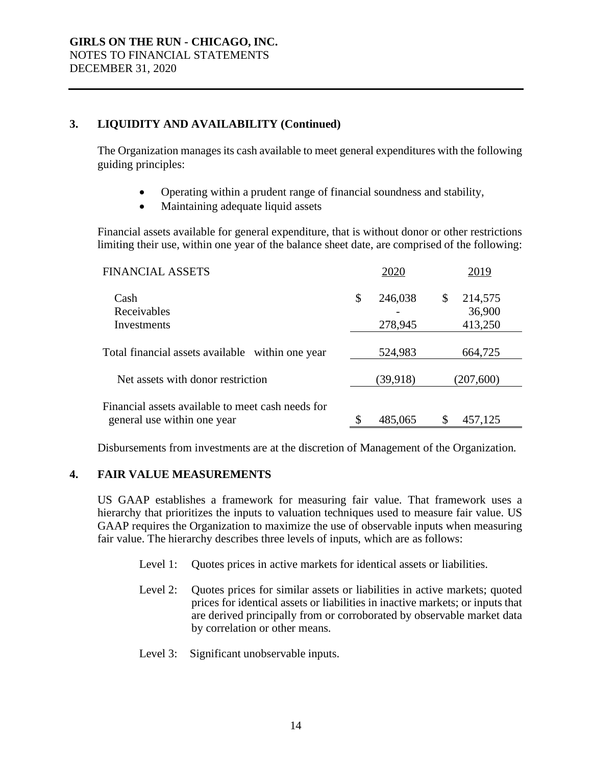## 3. LIQUIDITY AND AVAILABILITY (Continued)

The Organization manages its cash available to meet general expenditures with the following guiding principles:

- Operating within a prudent range of financial soundness and stability,
- Maintaining adequate liquid assets

Financial assets available for general expenditure, that is without donor or other restrictions limiting their use, within one year of the balance sheet date, are comprised of the following:

| FINANCIAL ASSETS | 2020 | 2019 |
|---|---|---|
| Cash | $ 246,038 | $ 214,575 |
| Receivables | - | 36,900 |
| Investments | 278,945 | 413,250 |
| Total financial assets available within one year | 524,983 | 664,725 |
| Net assets with donor restriction | (39,918) | (207,600) |
| Financial assets available to meet cash needs for general use within one year | $ 485,065 | $ 457,125 |

Disbursements from investments are at the discretion of Management of the Organization.

## 4. FAIR VALUE MEASUREMENTS

US GAAP establishes a framework for measuring fair value. That framework uses a hierarchy that prioritizes the inputs to valuation techniques used to measure fair value. US GAAP requires the Organization to maximize the use of observable inputs when measuring fair value. The hierarchy describes three levels of inputs, which are as follows:

Level 1: Quotes prices in active markets for identical assets or liabilities.

Level 2: Quotes prices for similar assets or liabilities in active markets; quoted prices for identical assets or liabilities in inactive markets; or inputs that are derived principally from or corroborated by observable market data by correlation or other means.

Level 3: Significant unobservable inputs.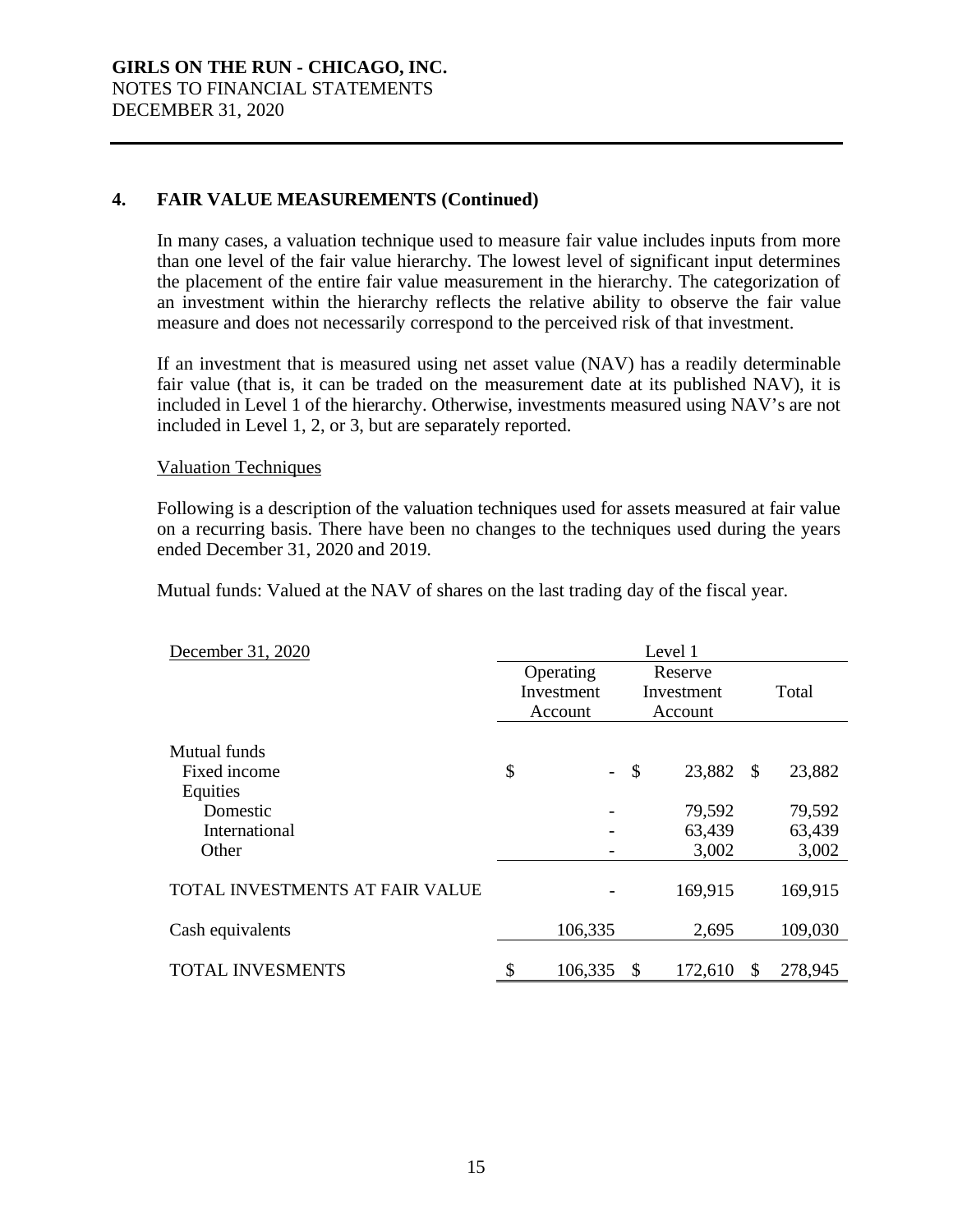**GIRLS ON THE RUN - CHICAGO, INC.**
NOTES TO FINANCIAL STATEMENTS
DECEMBER 31, 2020

## 4. FAIR VALUE MEASUREMENTS (Continued)

In many cases, a valuation technique used to measure fair value includes inputs from more than one level of the fair value hierarchy. The lowest level of significant input determines the placement of the entire fair value measurement in the hierarchy. The categorization of an investment within the hierarchy reflects the relative ability to observe the fair value measure and does not necessarily correspond to the perceived risk of that investment.

If an investment that is measured using net asset value (NAV) has a readily determinable fair value (that is, it can be traded on the measurement date at its published NAV), it is included in Level 1 of the hierarchy. Otherwise, investments measured using NAV's are not included in Level 1, 2, or 3, but are separately reported.

Valuation Techniques

Following is a description of the valuation techniques used for assets measured at fair value on a recurring basis. There have been no changes to the techniques used during the years ended December 31, 2020 and 2019.

Mutual funds: Valued at the NAV of shares on the last trading day of the fiscal year.

| December 31, 2020 | Level 1 | | |
|---|---|---|---|
| | Operating Investment Account | Reserve Investment Account | Total |
| Mutual funds | | | |
| Fixed income | $ - | $ 23,882 | $ 23,882 |
| Equities | | | |
| Domestic | - | 79,592 | 79,592 |
| International | - | 63,439 | 63,439 |
| Other | - | 3,002 | 3,002 |
| TOTAL INVESTMENTS AT FAIR VALUE | - | 169,915 | 169,915 |
| Cash equivalents | 106,335 | 2,695 | 109,030 |
| TOTAL INVESMENTS | $ 106,335 | $ 172,610 | $ 278,945 |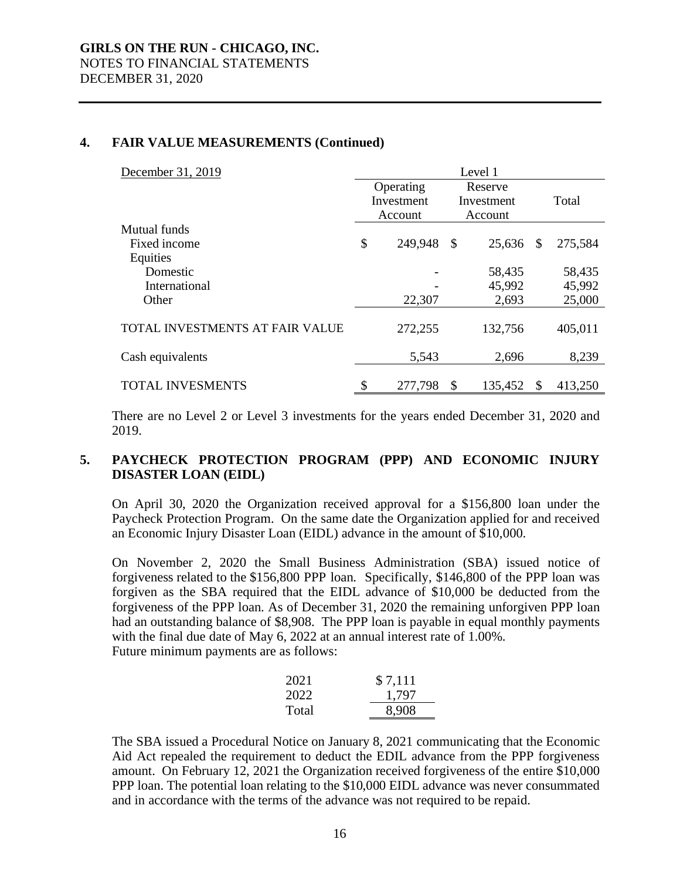## 4. FAIR VALUE MEASUREMENTS (Continued)

| December 31, 2019 | Level 1 | | |
|---|---|---|---|
| | Operating Investment Account | Reserve Investment Account | Total |
| Mutual funds | | | |
| Fixed income | $ 249,948 | $ 25,636 | $ 275,584 |
| Equities | | | |
| Domestic | - | 58,435 | 58,435 |
| International | - | 45,992 | 45,992 |
| Other | 22,307 | 2,693 | 25,000 |
| TOTAL INVESTMENTS AT FAIR VALUE | 272,255 | 132,756 | 405,011 |
| Cash equivalents | 5,543 | 2,696 | 8,239 |
| TOTAL INVESMENTS | $ 277,798 | $ 135,452 | $ 413,250 |

There are no Level 2 or Level 3 investments for the years ended December 31, 2020 and 2019.

## 5. PAYCHECK PROTECTION PROGRAM (PPP) AND ECONOMIC INJURY DISASTER LOAN (EIDL)

On April 30, 2020 the Organization received approval for a $156,800 loan under the Paycheck Protection Program. On the same date the Organization applied for and received an Economic Injury Disaster Loan (EIDL) advance in the amount of $10,000.

On November 2, 2020 the Small Business Administration (SBA) issued notice of forgiveness related to the $156,800 PPP loan. Specifically, $146,800 of the PPP loan was forgiven as the SBA required that the EIDL advance of $10,000 be deducted from the forgiveness of the PPP loan. As of December 31, 2020 the remaining unforgiven PPP loan had an outstanding balance of $8,908. The PPP loan is payable in equal monthly payments with the final due date of May 6, 2022 at an annual interest rate of 1.00%.
Future minimum payments are as follows:

| | |
|---|---|
| 2021 | $ 7,111 |
| 2022 | 1,797 |
| Total | 8,908 |

The SBA issued a Procedural Notice on January 8, 2021 communicating that the Economic Aid Act repealed the requirement to deduct the EDIL advance from the PPP forgiveness amount. On February 12, 2021 the Organization received forgiveness of the entire $10,000 PPP loan. The potential loan relating to the $10,000 EIDL advance was never consummated and in accordance with the terms of the advance was not required to be repaid.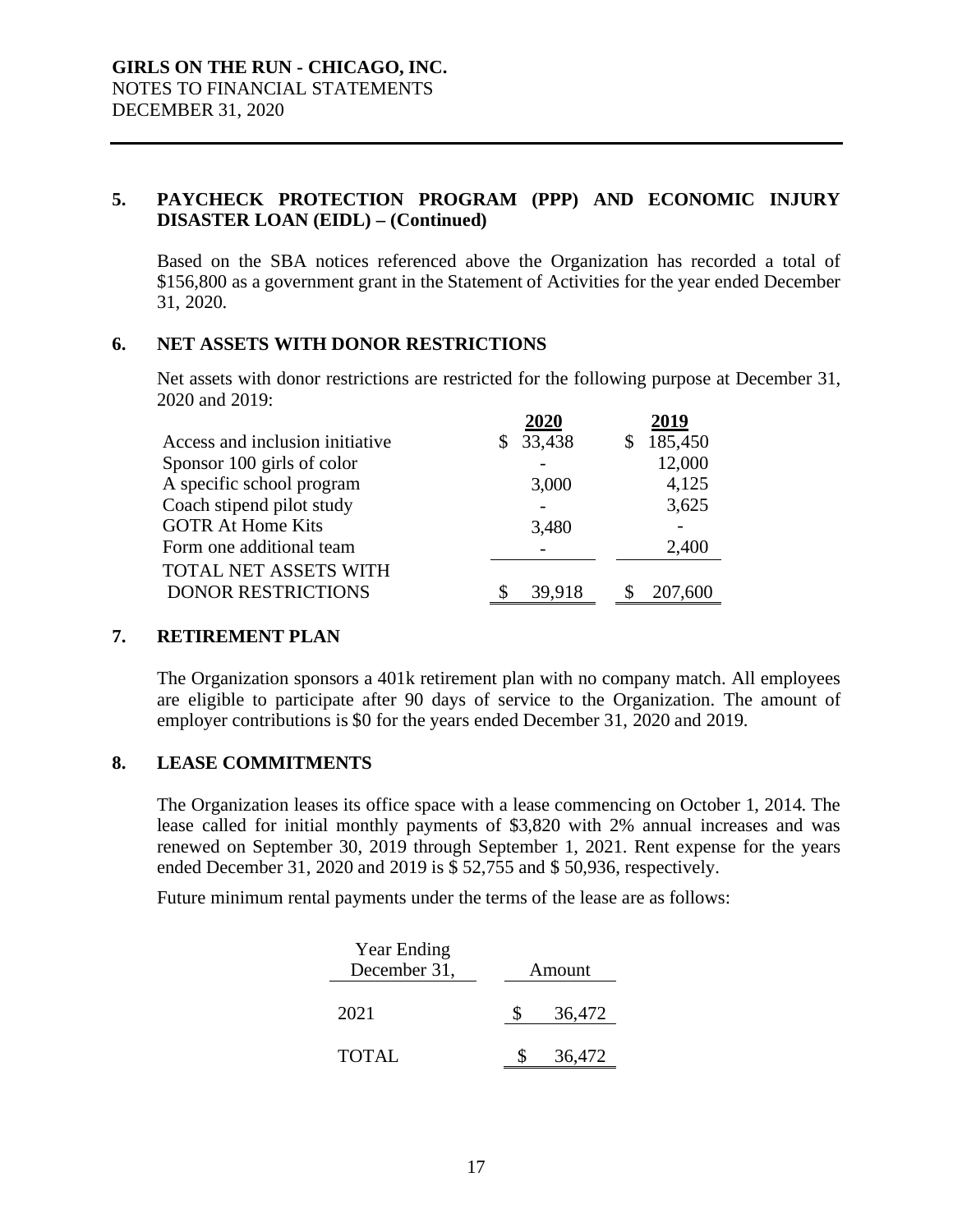## 5. PAYCHECK PROTECTION PROGRAM (PPP) AND ECONOMIC INJURY DISASTER LOAN (EIDL) – (Continued)

Based on the SBA notices referenced above the Organization has recorded a total of $156,800 as a government grant in the Statement of Activities for the year ended December 31, 2020.

## 6. NET ASSETS WITH DONOR RESTRICTIONS

Net assets with donor restrictions are restricted for the following purpose at December 31, 2020 and 2019:

| | 2020 | 2019 |
|---|---|---|
| Access and inclusion initiative | $ 33,438 | $ 185,450 |
| Sponsor 100 girls of color | - | 12,000 |
| A specific school program | 3,000 | 4,125 |
| Coach stipend pilot study | - | 3,625 |
| GOTR At Home Kits | 3,480 | - |
| Form one additional team | - | 2,400 |
| TOTAL NET ASSETS WITH DONOR RESTRICTIONS | $ 39,918 | $ 207,600 |

## 7. RETIREMENT PLAN

The Organization sponsors a 401k retirement plan with no company match. All employees are eligible to participate after 90 days of service to the Organization. The amount of employer contributions is $0 for the years ended December 31, 2020 and 2019.

## 8. LEASE COMMITMENTS

The Organization leases its office space with a lease commencing on October 1, 2014. The lease called for initial monthly payments of $3,820 with 2% annual increases and was renewed on September 30, 2019 through September 1, 2021. Rent expense for the years ended December 31, 2020 and 2019 is $ 52,755 and $ 50,936, respectively.

Future minimum rental payments under the terms of the lease are as follows:

| Year Ending December 31, | Amount |
|---|---|
| 2021 | $ 36,472 |
| TOTAL | $ 36,472 |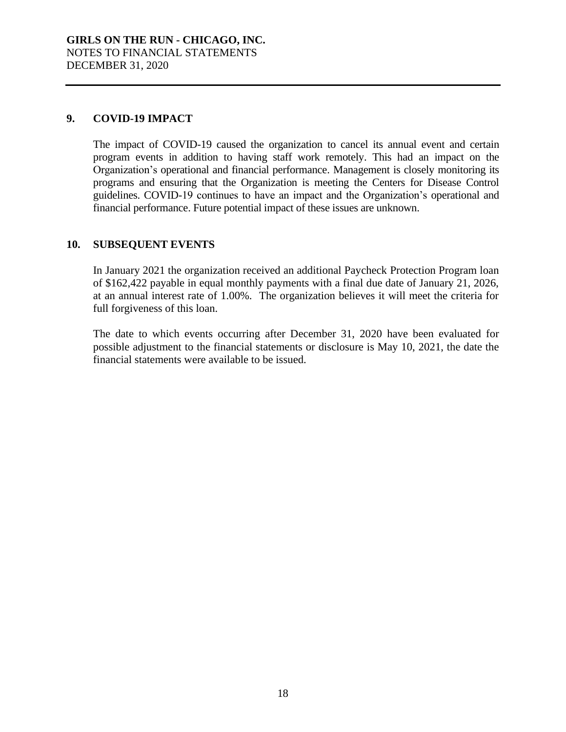## 9. COVID-19 IMPACT

The impact of COVID-19 caused the organization to cancel its annual event and certain program events in addition to having staff work remotely. This had an impact on the Organization's operational and financial performance. Management is closely monitoring its programs and ensuring that the Organization is meeting the Centers for Disease Control guidelines. COVID-19 continues to have an impact and the Organization's operational and financial performance. Future potential impact of these issues are unknown.

## 10. SUBSEQUENT EVENTS

In January 2021 the organization received an additional Paycheck Protection Program loan of $162,422 payable in equal monthly payments with a final due date of January 21, 2026, at an annual interest rate of 1.00%. The organization believes it will meet the criteria for full forgiveness of this loan.

The date to which events occurring after December 31, 2020 have been evaluated for possible adjustment to the financial statements or disclosure is May 10, 2021, the date the financial statements were available to be issued.